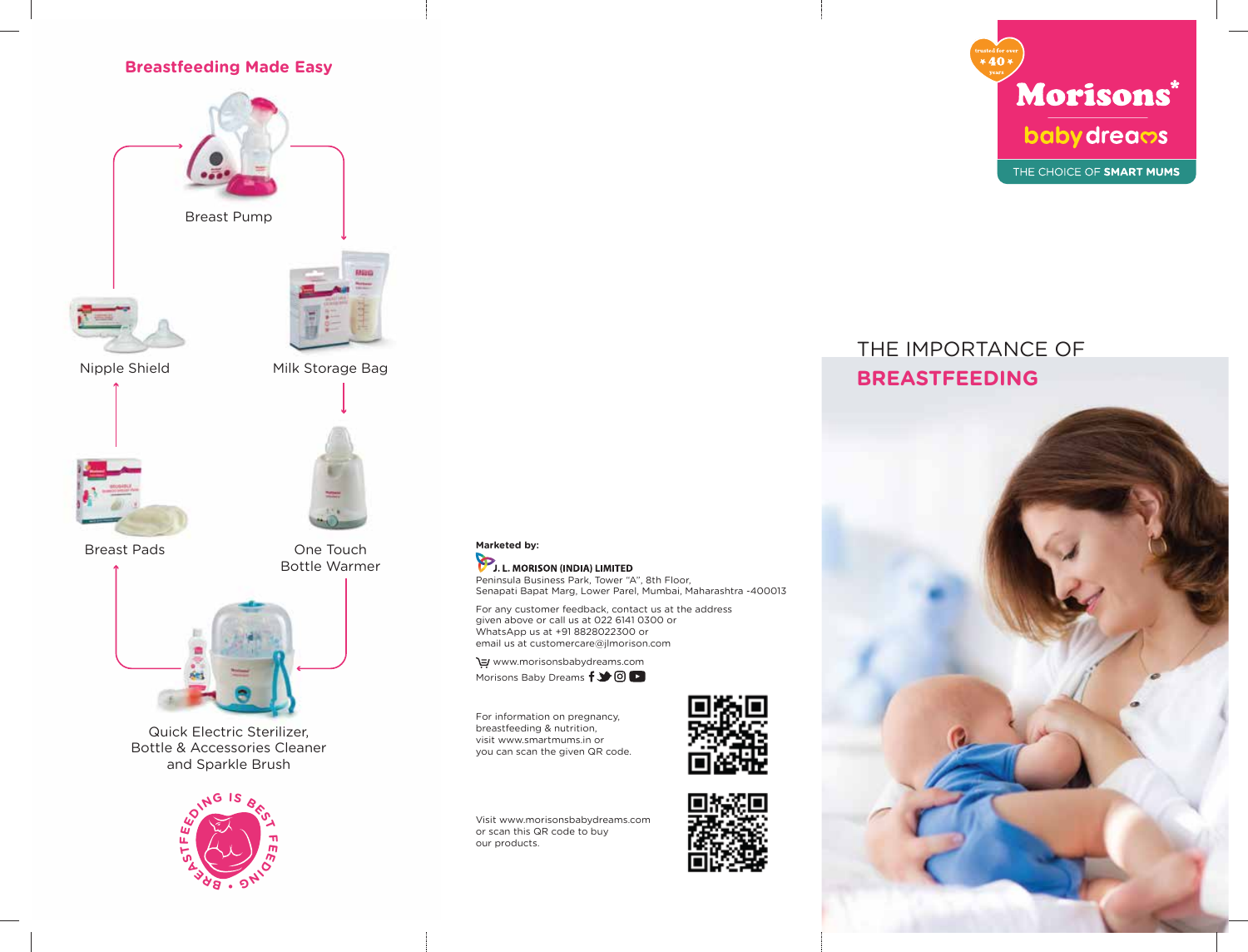## Breastfeeding Made Easy

Breast Pump

Milk Storage Bag

One Touch Bottle Warmer

Quick Electric Sterilizer, Bottle & Accessories Cleaner and Sparkle Brush

Breast Pads

Nipple Shield

BREASTFEEDING IS BEST FEEDING

**Marketed by:**

**J. L. MORISON (INDIA) LIMITED**
Peninsula Business Park, Tower "A", 8th Floor,
Senapati Bapat Marg, Lower Parel, Mumbai, Maharashtra -400013

For any customer feedback, contact us at the address given above or call us at 022 6141 0300 or WhatsApp us at +91 8828022300 or email us at customercare@jlmorison.com

www.morisonsbabydreams.com

Morisons Baby Dreams

For information on pregnancy, breastfeeding & nutrition, visit www.smartmums.in or you can scan the given QR code.

Visit www.morisonsbabydreams.com or scan this QR code to buy our products.

trusted for over 40 years

**Morisons*** baby dreams

THE CHOICE OF **SMART MUMS**

# THE IMPORTANCE OF **BREASTFEEDING**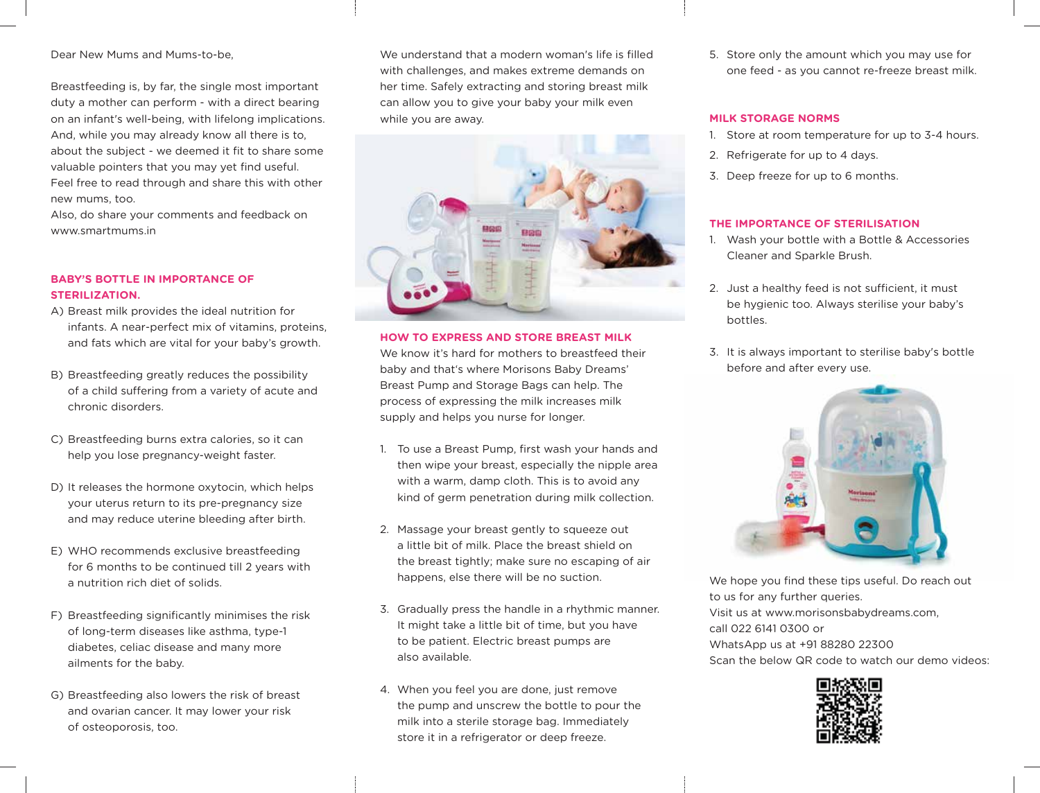Dear New Mums and Mums-to-be,

Breastfeeding is, by far, the single most important duty a mother can perform - with a direct bearing on an infant's well-being, with lifelong implications. And, while you may already know all there is to, about the subject - we deemed it fit to share some valuable pointers that you may yet find useful. Feel free to read through and share this with other new mums, too.
Also, do share your comments and feedback on www.smartmums.in

## BABY'S BOTTLE IN IMPORTANCE OF STERILIZATION.

A) Breast milk provides the ideal nutrition for infants. A near-perfect mix of vitamins, proteins, and fats which are vital for your baby's growth.

B) Breastfeeding greatly reduces the possibility of a child suffering from a variety of acute and chronic disorders.

C) Breastfeeding burns extra calories, so it can help you lose pregnancy-weight faster.

D) It releases the hormone oxytocin, which helps your uterus return to its pre-pregnancy size and may reduce uterine bleeding after birth.

E) WHO recommends exclusive breastfeeding for 6 months to be continued till 2 years with a nutrition rich diet of solids.

F) Breastfeeding significantly minimises the risk of long-term diseases like asthma, type-1 diabetes, celiac disease and many more ailments for the baby.

G) Breastfeeding also lowers the risk of breast and ovarian cancer. It may lower your risk of osteoporosis, too.

We understand that a modern woman's life is filled with challenges, and makes extreme demands on her time. Safely extracting and storing breast milk can allow you to give your baby your milk even while you are away.

## HOW TO EXPRESS AND STORE BREAST MILK

We know it's hard for mothers to breastfeed their baby and that's where Morisons Baby Dreams' Breast Pump and Storage Bags can help. The process of expressing the milk increases milk supply and helps you nurse for longer.

1. To use a Breast Pump, first wash your hands and then wipe your breast, especially the nipple area with a warm, damp cloth. This is to avoid any kind of germ penetration during milk collection.

2. Massage your breast gently to squeeze out a little bit of milk. Place the breast shield on the breast tightly; make sure no escaping of air happens, else there will be no suction.

3. Gradually press the handle in a rhythmic manner. It might take a little bit of time, but you have to be patient. Electric breast pumps are also available.

4. When you feel you are done, just remove the pump and unscrew the bottle to pour the milk into a sterile storage bag. Immediately store it in a refrigerator or deep freeze.

5. Store only the amount which you may use for one feed - as you cannot re-freeze breast milk.

## MILK STORAGE NORMS

1. Store at room temperature for up to 3-4 hours.
2. Refrigerate for up to 4 days.
3. Deep freeze for up to 6 months.

## THE IMPORTANCE OF STERILISATION

1. Wash your bottle with a Bottle & Accessories Cleaner and Sparkle Brush.

2. Just a healthy feed is not sufficient, it must be hygienic too. Always sterilise your baby's bottles.

3. It is always important to sterilise baby's bottle before and after every use.

We hope you find these tips useful. Do reach out to us for any further queries.
Visit us at www.morisonsbabydreams.com,
call 022 6141 0300 or
WhatsApp us at +91 88280 22300
Scan the below QR code to watch our demo videos: